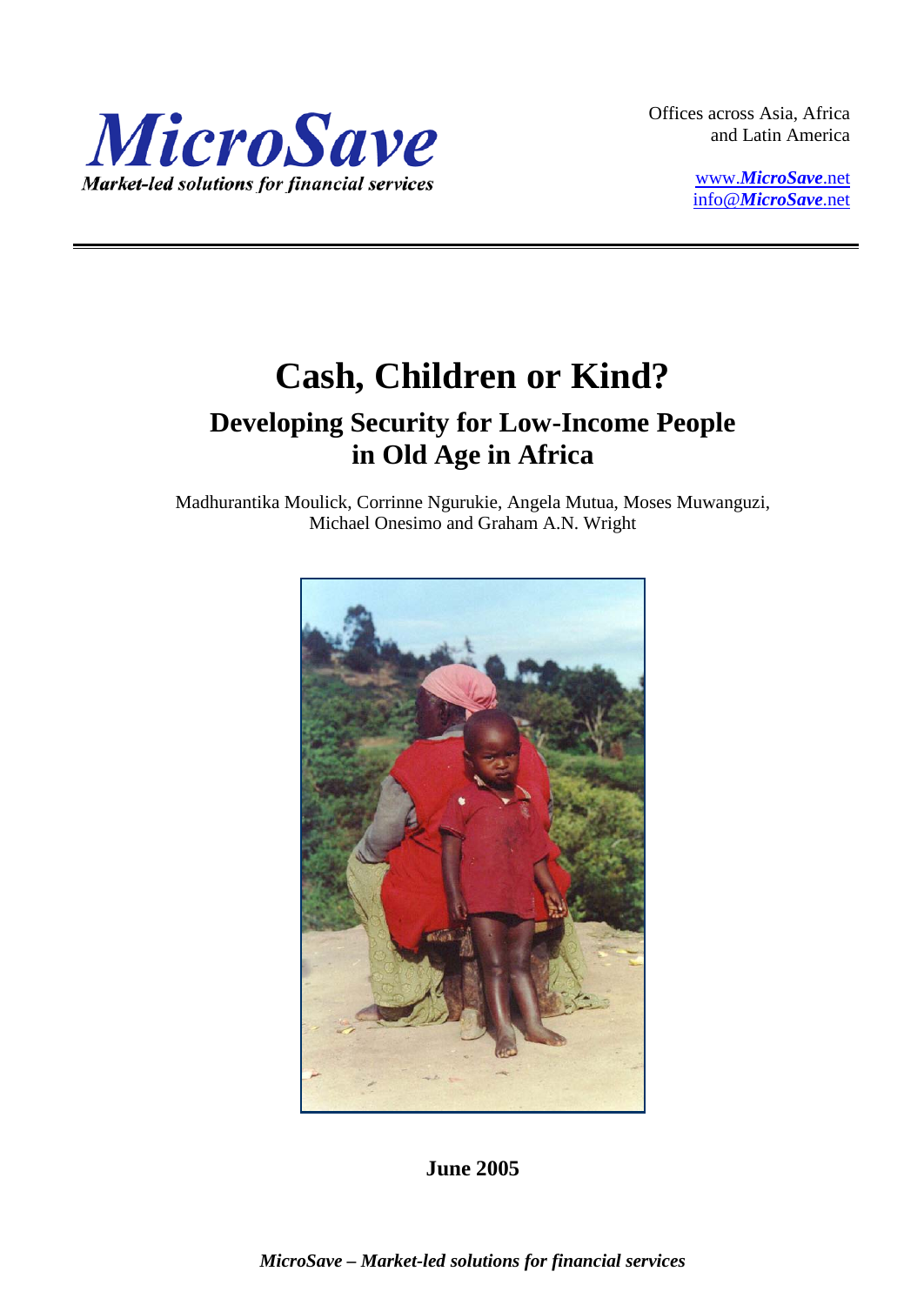*MicroSave*

*Market-led solutions for financial services*

Offices across Asia, Africa and Latin America

www.*MicroSave*.net
info@*MicroSave*.net

# Cash, Children or Kind?

## Developing Security for Low-Income People in Old Age in Africa

Madhurantika Moulick, Corrinne Ngurukie, Angela Mutua, Moses Muwanguzi, Michael Onesimo and Graham A.N. Wright

**June 2005**

***MicroSave – Market-led solutions for financial services***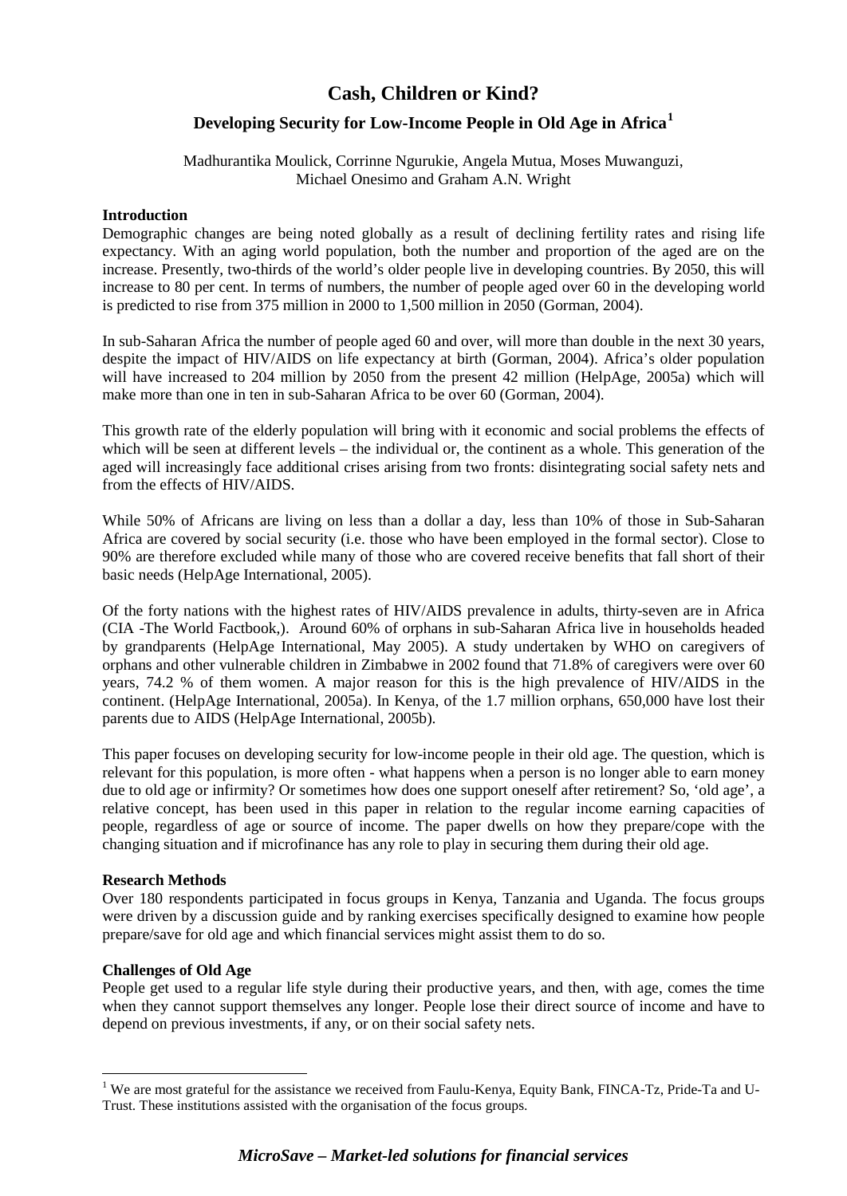# Cash, Children or Kind?

## Developing Security for Low-Income People in Old Age in Africa[1]

Madhurantika Moulick, Corrinne Ngurukie, Angela Mutua, Moses Muwanguzi, Michael Onesimo and Graham A.N. Wright

**Introduction**

Demographic changes are being noted globally as a result of declining fertility rates and rising life expectancy. With an aging world population, both the number and proportion of the aged are on the increase. Presently, two-thirds of the world's older people live in developing countries. By 2050, this will increase to 80 per cent. In terms of numbers, the number of people aged over 60 in the developing world is predicted to rise from 375 million in 2000 to 1,500 million in 2050 (Gorman, 2004).

In sub-Saharan Africa the number of people aged 60 and over, will more than double in the next 30 years, despite the impact of HIV/AIDS on life expectancy at birth (Gorman, 2004). Africa's older population will have increased to 204 million by 2050 from the present 42 million (HelpAge, 2005a) which will make more than one in ten in sub-Saharan Africa to be over 60 (Gorman, 2004).

This growth rate of the elderly population will bring with it economic and social problems the effects of which will be seen at different levels – the individual or, the continent as a whole. This generation of the aged will increasingly face additional crises arising from two fronts: disintegrating social safety nets and from the effects of HIV/AIDS.

While 50% of Africans are living on less than a dollar a day, less than 10% of those in Sub-Saharan Africa are covered by social security (i.e. those who have been employed in the formal sector). Close to 90% are therefore excluded while many of those who are covered receive benefits that fall short of their basic needs (HelpAge International, 2005).

Of the forty nations with the highest rates of HIV/AIDS prevalence in adults, thirty-seven are in Africa (CIA -The World Factbook,). Around 60% of orphans in sub-Saharan Africa live in households headed by grandparents (HelpAge International, May 2005). A study undertaken by WHO on caregivers of orphans and other vulnerable children in Zimbabwe in 2002 found that 71.8% of caregivers were over 60 years, 74.2 % of them women. A major reason for this is the high prevalence of HIV/AIDS in the continent. (HelpAge International, 2005a). In Kenya, of the 1.7 million orphans, 650,000 have lost their parents due to AIDS (HelpAge International, 2005b).

This paper focuses on developing security for low-income people in their old age. The question, which is relevant for this population, is more often - what happens when a person is no longer able to earn money due to old age or infirmity? Or sometimes how does one support oneself after retirement? So, 'old age', a relative concept, has been used in this paper in relation to the regular income earning capacities of people, regardless of age or source of income. The paper dwells on how they prepare/cope with the changing situation and if microfinance has any role to play in securing them during their old age.

**Research Methods**

Over 180 respondents participated in focus groups in Kenya, Tanzania and Uganda. The focus groups were driven by a discussion guide and by ranking exercises specifically designed to examine how people prepare/save for old age and which financial services might assist them to do so.

**Challenges of Old Age**

People get used to a regular life style during their productive years, and then, with age, comes the time when they cannot support themselves any longer. People lose their direct source of income and have to depend on previous investments, if any, or on their social safety nets.

[1] We are most grateful for the assistance we received from Faulu-Kenya, Equity Bank, FINCA-Tz, Pride-Ta and U-Trust. These institutions assisted with the organisation of the focus groups.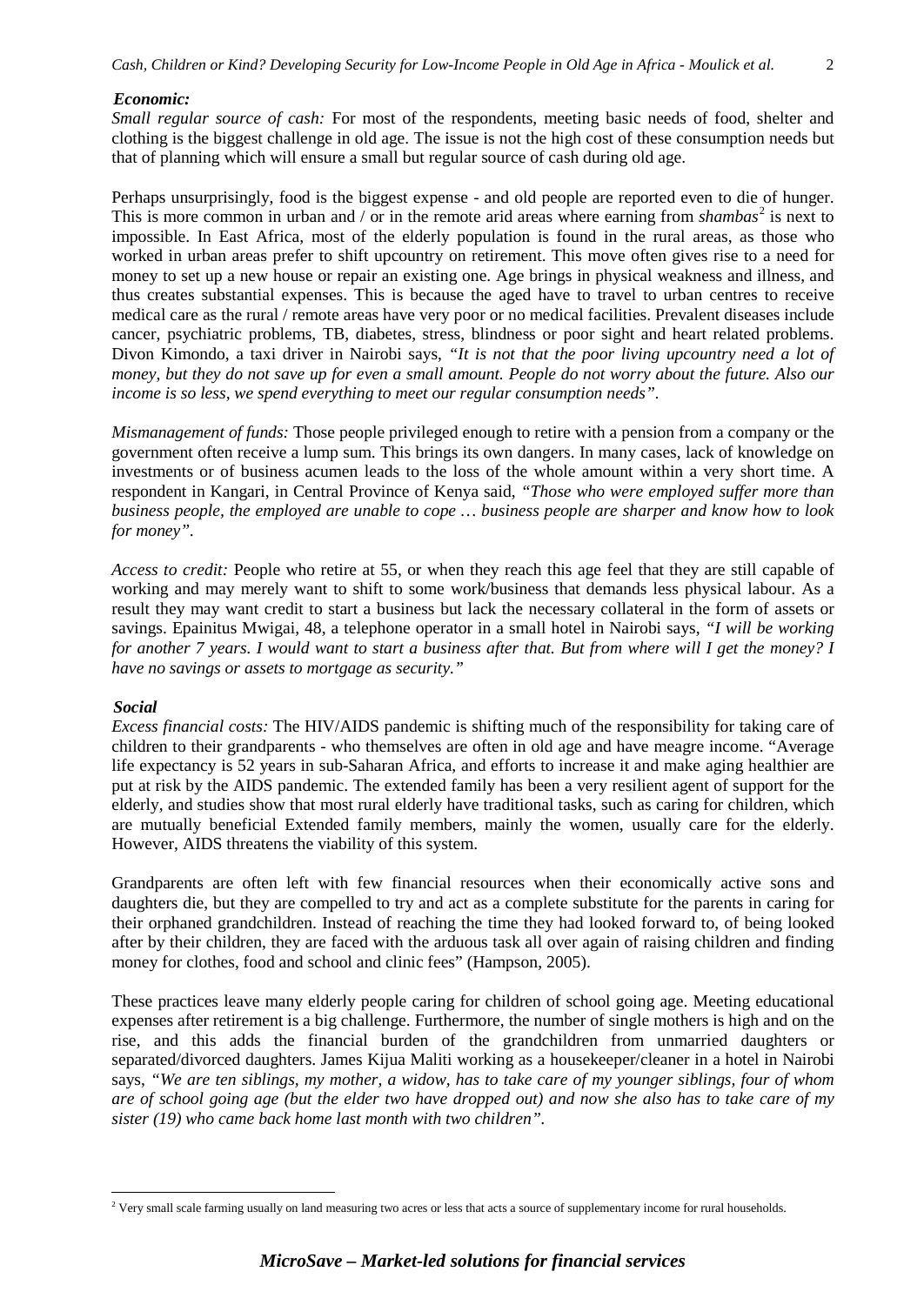### *Economic:*

*Small regular source of cash:* For most of the respondents, meeting basic needs of food, shelter and clothing is the biggest challenge in old age. The issue is not the high cost of these consumption needs but that of planning which will ensure a small but regular source of cash during old age.

Perhaps unsurprisingly, food is the biggest expense - and old people are reported even to die of hunger. This is more common in urban and / or in the remote arid areas where earning from *shambas*[2] is next to impossible. In East Africa, most of the elderly population is found in the rural areas, as those who worked in urban areas prefer to shift upcountry on retirement. This move often gives rise to a need for money to set up a new house or repair an existing one. Age brings in physical weakness and illness, and thus creates substantial expenses. This is because the aged have to travel to urban centres to receive medical care as the rural / remote areas have very poor or no medical facilities. Prevalent diseases include cancer, psychiatric problems, TB, diabetes, stress, blindness or poor sight and heart related problems. Divon Kimondo, a taxi driver in Nairobi says, *"It is not that the poor living upcountry need a lot of money, but they do not save up for even a small amount. People do not worry about the future. Also our income is so less, we spend everything to meet our regular consumption needs".*

*Mismanagement of funds:* Those people privileged enough to retire with a pension from a company or the government often receive a lump sum. This brings its own dangers. In many cases, lack of knowledge on investments or of business acumen leads to the loss of the whole amount within a very short time. A respondent in Kangari, in Central Province of Kenya said, *"Those who were employed suffer more than business people, the employed are unable to cope … business people are sharper and know how to look for money".*

*Access to credit:* People who retire at 55, or when they reach this age feel that they are still capable of working and may merely want to shift to some work/business that demands less physical labour. As a result they may want credit to start a business but lack the necessary collateral in the form of assets or savings. Epainitus Mwigai, 48, a telephone operator in a small hotel in Nairobi says, *"I will be working for another 7 years. I would want to start a business after that. But from where will I get the money? I have no savings or assets to mortgage as security."*

### *Social*

*Excess financial costs:* The HIV/AIDS pandemic is shifting much of the responsibility for taking care of children to their grandparents - who themselves are often in old age and have meagre income. "Average life expectancy is 52 years in sub-Saharan Africa, and efforts to increase it and make aging healthier are put at risk by the AIDS pandemic. The extended family has been a very resilient agent of support for the elderly, and studies show that most rural elderly have traditional tasks, such as caring for children, which are mutually beneficial Extended family members, mainly the women, usually care for the elderly. However, AIDS threatens the viability of this system.

Grandparents are often left with few financial resources when their economically active sons and daughters die, but they are compelled to try and act as a complete substitute for the parents in caring for their orphaned grandchildren. Instead of reaching the time they had looked forward to, of being looked after by their children, they are faced with the arduous task all over again of raising children and finding money for clothes, food and school and clinic fees" (Hampson, 2005).

These practices leave many elderly people caring for children of school going age. Meeting educational expenses after retirement is a big challenge. Furthermore, the number of single mothers is high and on the rise, and this adds the financial burden of the grandchildren from unmarried daughters or separated/divorced daughters. James Kijua Maliti working as a housekeeper/cleaner in a hotel in Nairobi says, *"We are ten siblings, my mother, a widow, has to take care of my younger siblings, four of whom are of school going age (but the elder two have dropped out) and now she also has to take care of my sister (19) who came back home last month with two children".*

---

[2] Very small scale farming usually on land measuring two acres or less that acts a source of supplementary income for rural households.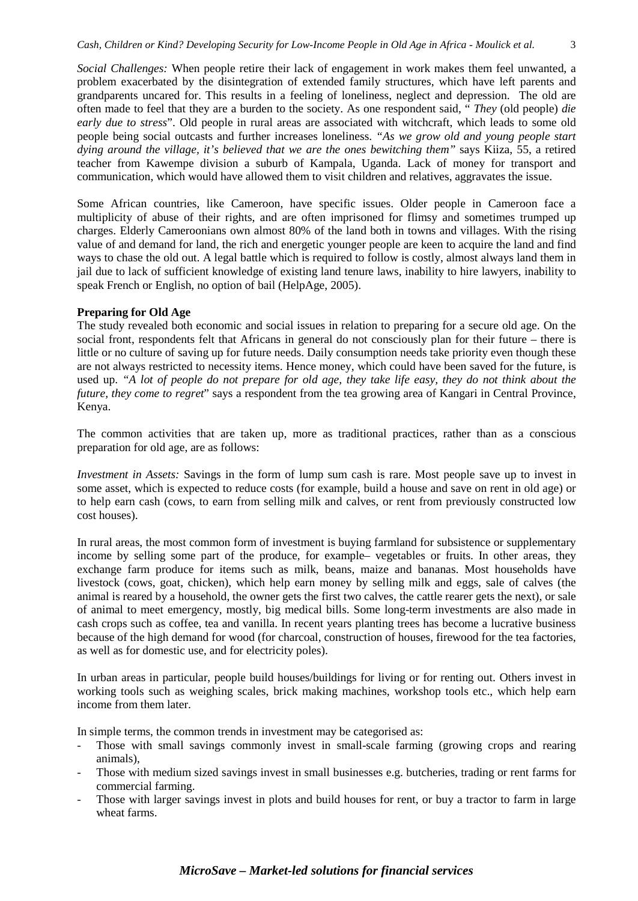*Social Challenges:* When people retire their lack of engagement in work makes them feel unwanted, a problem exacerbated by the disintegration of extended family structures, which have left parents and grandparents uncared for. This results in a feeling of loneliness, neglect and depression. The old are often made to feel that they are a burden to the society. As one respondent said, " *They* (old people) *die early due to stress*". Old people in rural areas are associated with witchcraft, which leads to some old people being social outcasts and further increases loneliness. *"As we grow old and young people start dying around the village, it's believed that we are the ones bewitching them"* says Kiiza, 55, a retired teacher from Kawempe division a suburb of Kampala, Uganda. Lack of money for transport and communication, which would have allowed them to visit children and relatives, aggravates the issue.

Some African countries, like Cameroon, have specific issues. Older people in Cameroon face a multiplicity of abuse of their rights, and are often imprisoned for flimsy and sometimes trumped up charges. Elderly Cameroonians own almost 80% of the land both in towns and villages. With the rising value of and demand for land, the rich and energetic younger people are keen to acquire the land and find ways to chase the old out. A legal battle which is required to follow is costly, almost always land them in jail due to lack of sufficient knowledge of existing land tenure laws, inability to hire lawyers, inability to speak French or English, no option of bail (HelpAge, 2005).

**Preparing for Old Age**

The study revealed both economic and social issues in relation to preparing for a secure old age. On the social front, respondents felt that Africans in general do not consciously plan for their future – there is little or no culture of saving up for future needs. Daily consumption needs take priority even though these are not always restricted to necessity items. Hence money, which could have been saved for the future, is used up. "*A lot of people do not prepare for old age, they take life easy, they do not think about the future, they come to regret*" says a respondent from the tea growing area of Kangari in Central Province, Kenya.

The common activities that are taken up, more as traditional practices, rather than as a conscious preparation for old age, are as follows:

*Investment in Assets:* Savings in the form of lump sum cash is rare. Most people save up to invest in some asset, which is expected to reduce costs (for example, build a house and save on rent in old age) or to help earn cash (cows, to earn from selling milk and calves, or rent from previously constructed low cost houses).

In rural areas, the most common form of investment is buying farmland for subsistence or supplementary income by selling some part of the produce, for example– vegetables or fruits. In other areas, they exchange farm produce for items such as milk, beans, maize and bananas. Most households have livestock (cows, goat, chicken), which help earn money by selling milk and eggs, sale of calves (the animal is reared by a household, the owner gets the first two calves, the cattle rearer gets the next), or sale of animal to meet emergency, mostly, big medical bills. Some long-term investments are also made in cash crops such as coffee, tea and vanilla. In recent years planting trees has become a lucrative business because of the high demand for wood (for charcoal, construction of houses, firewood for the tea factories, as well as for domestic use, and for electricity poles).

In urban areas in particular, people build houses/buildings for living or for renting out. Others invest in working tools such as weighing scales, brick making machines, workshop tools etc., which help earn income from them later.

In simple terms, the common trends in investment may be categorised as:

- Those with small savings commonly invest in small-scale farming (growing crops and rearing animals),
- Those with medium sized savings invest in small businesses e.g. butcheries, trading or rent farms for commercial farming.
- Those with larger savings invest in plots and build houses for rent, or buy a tractor to farm in large wheat farms.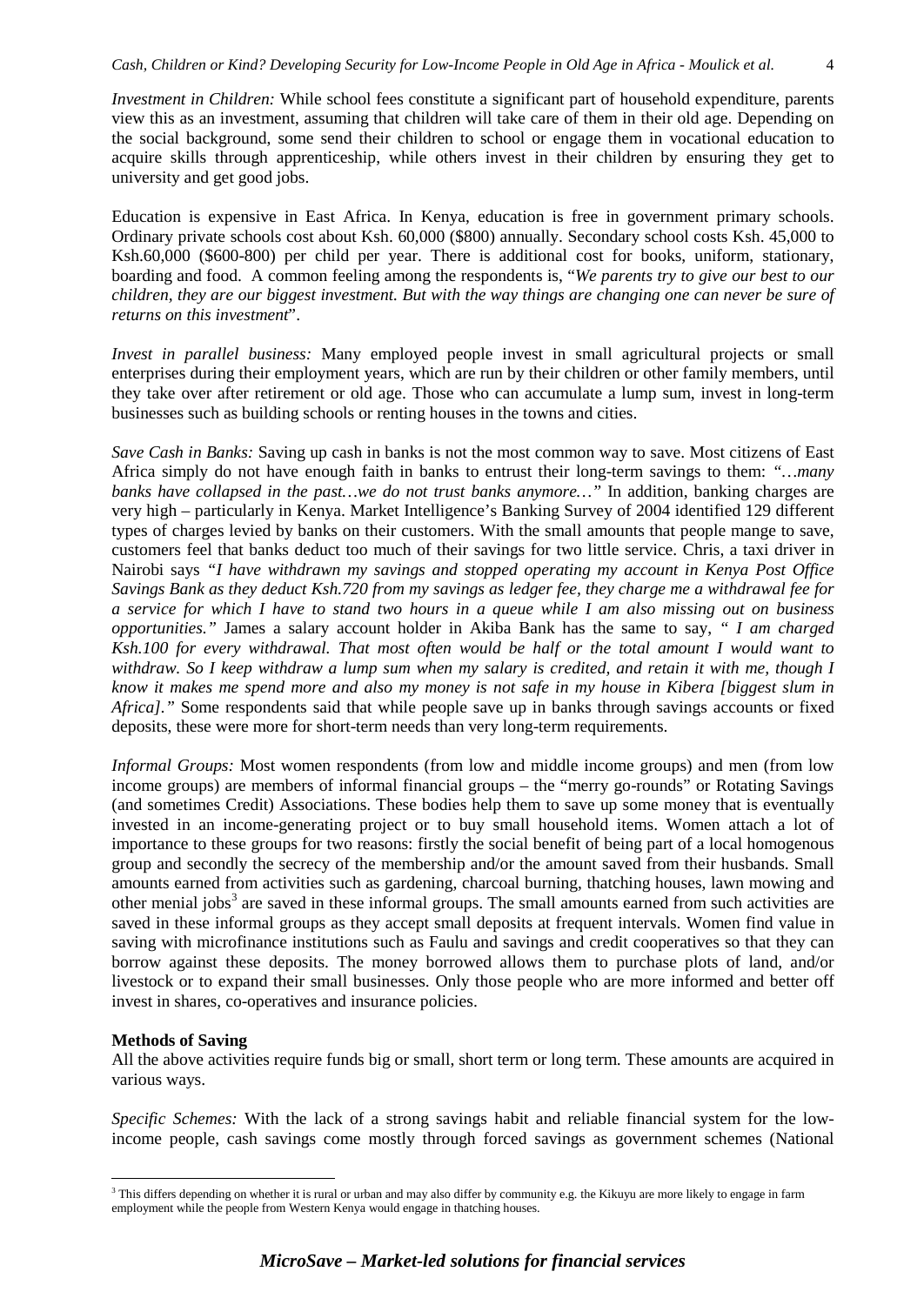*Investment in Children:* While school fees constitute a significant part of household expenditure, parents view this as an investment, assuming that children will take care of them in their old age. Depending on the social background, some send their children to school or engage them in vocational education to acquire skills through apprenticeship, while others invest in their children by ensuring they get to university and get good jobs.

Education is expensive in East Africa. In Kenya, education is free in government primary schools. Ordinary private schools cost about Ksh. 60,000 ($800) annually. Secondary school costs Ksh. 45,000 to Ksh.60,000 ($600-800) per child per year. There is additional cost for books, uniform, stationary, boarding and food. A common feeling among the respondents is, "*We parents try to give our best to our children, they are our biggest investment. But with the way things are changing one can never be sure of returns on this investment*".

*Invest in parallel business:* Many employed people invest in small agricultural projects or small enterprises during their employment years, which are run by their children or other family members, until they take over after retirement or old age. Those who can accumulate a lump sum, invest in long-term businesses such as building schools or renting houses in the towns and cities.

*Save Cash in Banks:* Saving up cash in banks is not the most common way to save. Most citizens of East Africa simply do not have enough faith in banks to entrust their long-term savings to them: *"…many banks have collapsed in the past…we do not trust banks anymore…"* In addition, banking charges are very high – particularly in Kenya. Market Intelligence's Banking Survey of 2004 identified 129 different types of charges levied by banks on their customers. With the small amounts that people mange to save, customers feel that banks deduct too much of their savings for two little service. Chris, a taxi driver in Nairobi says *"I have withdrawn my savings and stopped operating my account in Kenya Post Office Savings Bank as they deduct Ksh.720 from my savings as ledger fee, they charge me a withdrawal fee for a service for which I have to stand two hours in a queue while I am also missing out on business opportunities."* James a salary account holder in Akiba Bank has the same to say, *" I am charged Ksh.100 for every withdrawal. That most often would be half or the total amount I would want to withdraw. So I keep withdraw a lump sum when my salary is credited, and retain it with me, though I know it makes me spend more and also my money is not safe in my house in Kibera [biggest slum in Africa]."* Some respondents said that while people save up in banks through savings accounts or fixed deposits, these were more for short-term needs than very long-term requirements.

*Informal Groups:* Most women respondents (from low and middle income groups) and men (from low income groups) are members of informal financial groups – the "merry go-rounds" or Rotating Savings (and sometimes Credit) Associations. These bodies help them to save up some money that is eventually invested in an income-generating project or to buy small household items. Women attach a lot of importance to these groups for two reasons: firstly the social benefit of being part of a local homogenous group and secondly the secrecy of the membership and/or the amount saved from their husbands. Small amounts earned from activities such as gardening, charcoal burning, thatching houses, lawn mowing and other menial jobs[3] are saved in these informal groups. The small amounts earned from such activities are saved in these informal groups as they accept small deposits at frequent intervals. Women find value in saving with microfinance institutions such as Faulu and savings and credit cooperatives so that they can borrow against these deposits. The money borrowed allows them to purchase plots of land, and/or livestock or to expand their small businesses. Only those people who are more informed and better off invest in shares, co-operatives and insurance policies.

**Methods of Saving**

All the above activities require funds big or small, short term or long term. These amounts are acquired in various ways.

*Specific Schemes:* With the lack of a strong savings habit and reliable financial system for the low-income people, cash savings come mostly through forced savings as government schemes (National

[3] This differs depending on whether it is rural or urban and may also differ by community e.g. the Kikuyu are more likely to engage in farm employment while the people from Western Kenya would engage in thatching houses.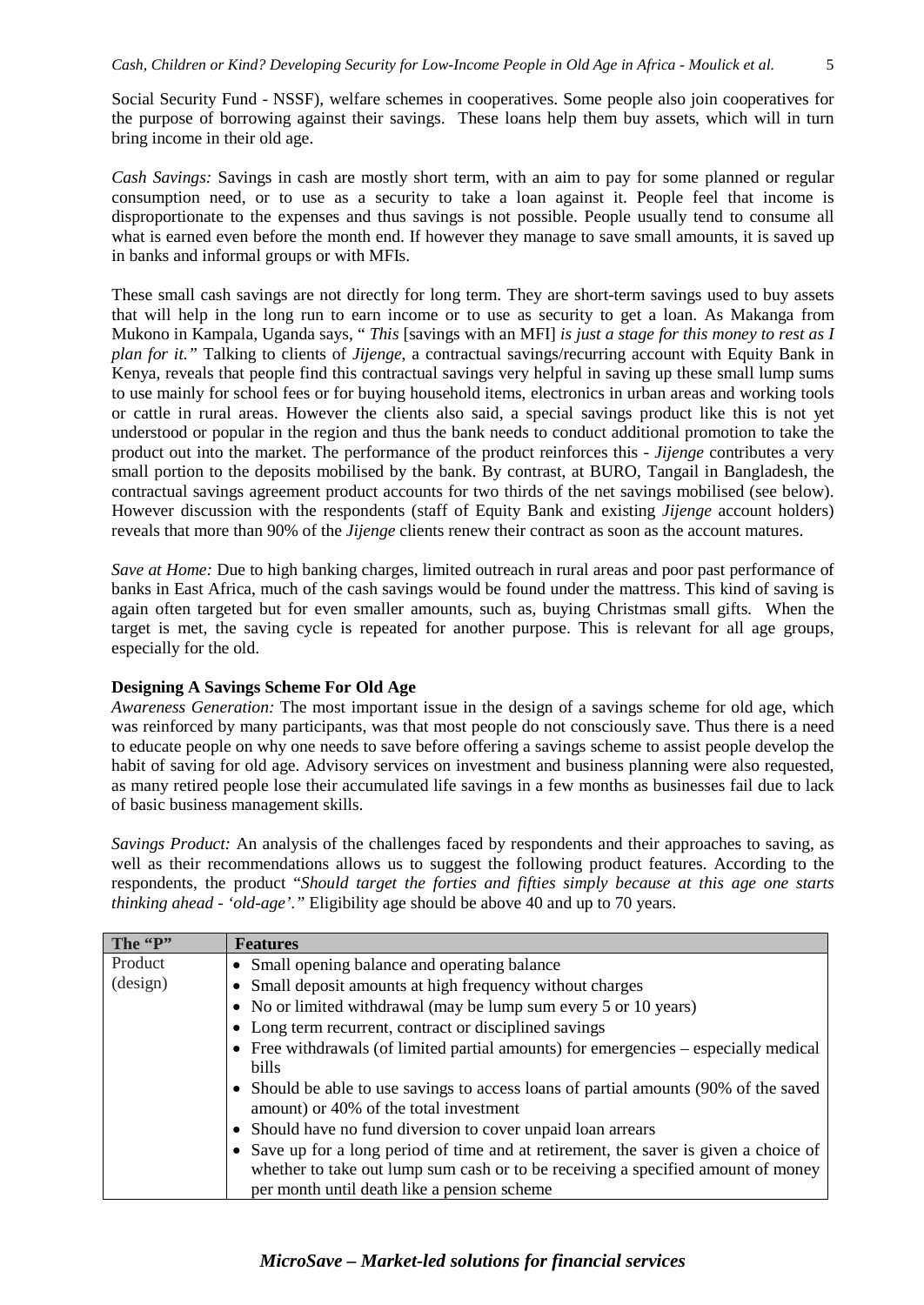Social Security Fund - NSSF), welfare schemes in cooperatives. Some people also join cooperatives for the purpose of borrowing against their savings. These loans help them buy assets, which will in turn bring income in their old age.

*Cash Savings:* Savings in cash are mostly short term, with an aim to pay for some planned or regular consumption need, or to use as a security to take a loan against it. People feel that income is disproportionate to the expenses and thus savings is not possible. People usually tend to consume all what is earned even before the month end. If however they manage to save small amounts, it is saved up in banks and informal groups or with MFIs.

These small cash savings are not directly for long term. They are short-term savings used to buy assets that will help in the long run to earn income or to use as security to get a loan. As Makanga from Mukono in Kampala, Uganda says, "*This* [savings with an MFI] *is just a stage for this money to rest as I plan for it."* Talking to clients of *Jijenge*, a contractual savings/recurring account with Equity Bank in Kenya, reveals that people find this contractual savings very helpful in saving up these small lump sums to use mainly for school fees or for buying household items, electronics in urban areas and working tools or cattle in rural areas. However the clients also said, a special savings product like this is not yet understood or popular in the region and thus the bank needs to conduct additional promotion to take the product out into the market. The performance of the product reinforces this - *Jijenge* contributes a very small portion to the deposits mobilised by the bank. By contrast, at BURO, Tangail in Bangladesh, the contractual savings agreement product accounts for two thirds of the net savings mobilised (see below). However discussion with the respondents (staff of Equity Bank and existing *Jijenge* account holders) reveals that more than 90% of the *Jijenge* clients renew their contract as soon as the account matures.

*Save at Home:* Due to high banking charges, limited outreach in rural areas and poor past performance of banks in East Africa, much of the cash savings would be found under the mattress. This kind of saving is again often targeted but for even smaller amounts, such as, buying Christmas small gifts. When the target is met, the saving cycle is repeated for another purpose. This is relevant for all age groups, especially for the old.

**Designing A Savings Scheme For Old Age**

*Awareness Generation:* The most important issue in the design of a savings scheme for old age, which was reinforced by many participants, was that most people do not consciously save. Thus there is a need to educate people on why one needs to save before offering a savings scheme to assist people develop the habit of saving for old age. Advisory services on investment and business planning were also requested, as many retired people lose their accumulated life savings in a few months as businesses fail due to lack of basic business management skills.

*Savings Product:* An analysis of the challenges faced by respondents and their approaches to saving, as well as their recommendations allows us to suggest the following product features. According to the respondents, the product "*Should target the forties and fifties simply because at this age one starts thinking ahead - 'old-age'."* Eligibility age should be above 40 and up to 70 years.

| The "P" | Features |
|---|---|
| Product (design) | • Small opening balance and operating balance<br>• Small deposit amounts at high frequency without charges<br>• No or limited withdrawal (may be lump sum every 5 or 10 years)<br>• Long term recurrent, contract or disciplined savings<br>• Free withdrawals (of limited partial amounts) for emergencies – especially medical bills<br>• Should be able to use savings to access loans of partial amounts (90% of the saved amount) or 40% of the total investment<br>• Should have no fund diversion to cover unpaid loan arrears<br>• Save up for a long period of time and at retirement, the saver is given a choice of whether to take out lump sum cash or to be receiving a specified amount of money per month until death like a pension scheme |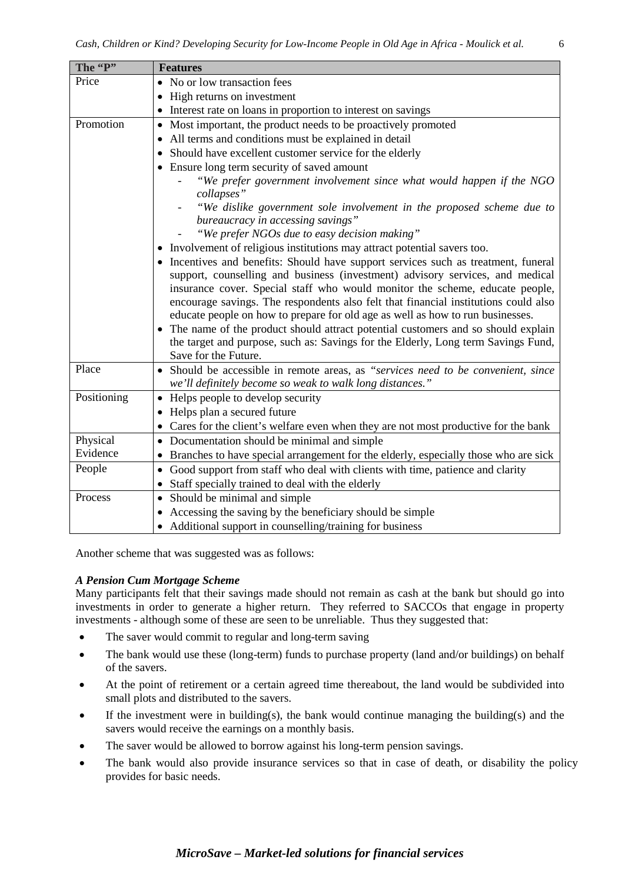| The "P" | Features |
|---|---|
| Price | • No or low transaction fees<br>• High returns on investment<br>• Interest rate on loans in proportion to interest on savings |
| Promotion | • Most important, the product needs to be proactively promoted<br>• All terms and conditions must be explained in detail<br>• Should have excellent customer service for the elderly<br>• Ensure long term security of saved amount<br>- *"We prefer government involvement since what would happen if the NGO collapses"*<br>- *"We dislike government sole involvement in the proposed scheme due to bureaucracy in accessing savings"*<br>- *"We prefer NGOs due to easy decision making"*<br>• Involvement of religious institutions may attract potential savers too.<br>• Incentives and benefits: Should have support services such as treatment, funeral support, counselling and business (investment) advisory services, and medical insurance cover. Special staff who would monitor the scheme, educate people, encourage savings. The respondents also felt that financial institutions could also educate people on how to prepare for old age as well as how to run businesses.<br>• The name of the product should attract potential customers and so should explain the target and purpose, such as: Savings for the Elderly, Long term Savings Fund, Save for the Future. |
| Place | • Should be accessible in remote areas, as *"services need to be convenient, since we'll definitely become so weak to walk long distances."* |
| Positioning | • Helps people to develop security<br>• Helps plan a secured future<br>• Cares for the client's welfare even when they are not most productive for the bank |
| Physical Evidence | • Documentation should be minimal and simple<br>• Branches to have special arrangement for the elderly, especially those who are sick |
| People | • Good support from staff who deal with clients with time, patience and clarity<br>• Staff specially trained to deal with the elderly |
| Process | • Should be minimal and simple<br>• Accessing the saving by the beneficiary should be simple<br>• Additional support in counselling/training for business |

Another scheme that was suggested was as follows:

***A Pension Cum Mortgage Scheme***

Many participants felt that their savings made should not remain as cash at the bank but should go into investments in order to generate a higher return. They referred to SACCOs that engage in property investments - although some of these are seen to be unreliable. Thus they suggested that:

- The saver would commit to regular and long-term saving
- The bank would use these (long-term) funds to purchase property (land and/or buildings) on behalf of the savers.
- At the point of retirement or a certain agreed time thereabout, the land would be subdivided into small plots and distributed to the savers.
- If the investment were in building(s), the bank would continue managing the building(s) and the savers would receive the earnings on a monthly basis.
- The saver would be allowed to borrow against his long-term pension savings.
- The bank would also provide insurance services so that in case of death, or disability the policy provides for basic needs.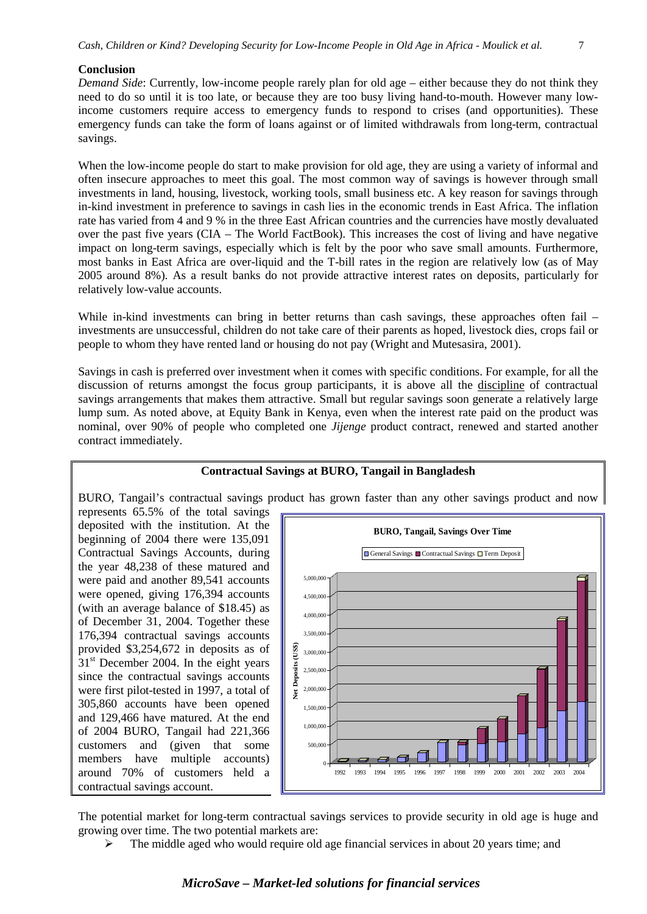**Conclusion**

*Demand Side*: Currently, low-income people rarely plan for old age – either because they do not think they need to do so until it is too late, or because they are too busy living hand-to-mouth. However many low-income customers require access to emergency funds to respond to crises (and opportunities). These emergency funds can take the form of loans against or of limited withdrawals from long-term, contractual savings.

When the low-income people do start to make provision for old age, they are using a variety of informal and often insecure approaches to meet this goal. The most common way of savings is however through small investments in land, housing, livestock, working tools, small business etc. A key reason for savings through in-kind investment in preference to savings in cash lies in the economic trends in East Africa. The inflation rate has varied from 4 and 9 % in the three East African countries and the currencies have mostly devaluated over the past five years (CIA – The World FactBook). This increases the cost of living and have negative impact on long-term savings, especially which is felt by the poor who save small amounts. Furthermore, most banks in East Africa are over-liquid and the T-bill rates in the region are relatively low (as of May 2005 around 8%). As a result banks do not provide attractive interest rates on deposits, particularly for relatively low-value accounts.

While in-kind investments can bring in better returns than cash savings, these approaches often fail – investments are unsuccessful, children do not take care of their parents as hoped, livestock dies, crops fail or people to whom they have rented land or housing do not pay (Wright and Mutesasira, 2001).

Savings in cash is preferred over investment when it comes with specific conditions. For example, for all the discussion of returns amongst the focus group participants, it is above all the discipline of contractual savings arrangements that makes them attractive. Small but regular savings soon generate a relatively large lump sum. As noted above, at Equity Bank in Kenya, even when the interest rate paid on the product was nominal, over 90% of people who completed one *Jijenge* product contract, renewed and started another contract immediately.

**Contractual Savings at BURO, Tangail in Bangladesh**

BURO, Tangail's contractual savings product has grown faster than any other savings product and now represents 65.5% of the total savings deposited with the institution. At the beginning of 2004 there were 135,091 Contractual Savings Accounts, during the year 48,238 of these matured and were paid and another 89,541 accounts were opened, giving 176,394 accounts (with an average balance of $18.45) as of December 31, 2004. Together these 176,394 contractual savings accounts provided $3,254,672 in deposits as of 31st December 2004. In the eight years since the contractual savings accounts were first pilot-tested in 1997, a total of 305,860 accounts have been opened and 129,466 have matured. At the end of 2004 BURO, Tangail had 221,366 customers and (given that some members have multiple accounts) around 70% of customers held a contractual savings account.

BURO, Tangail, Savings Over Time

General Savings | Contractual Savings | Term Deposit

Net Deposits (US$)

0
500,000
1,000,000
1,500,000
2,000,000
2,500,000
3,000,000
3,500,000
4,000,000
4,500,000
5,000,000

1992 1993 1994 1995 1996 1997 1998 1999 2000 2001 2002 2003 2004

The potential market for long-term contractual savings services to provide security in old age is huge and growing over time. The two potential markets are:

- The middle aged who would require old age financial services in about 20 years time; and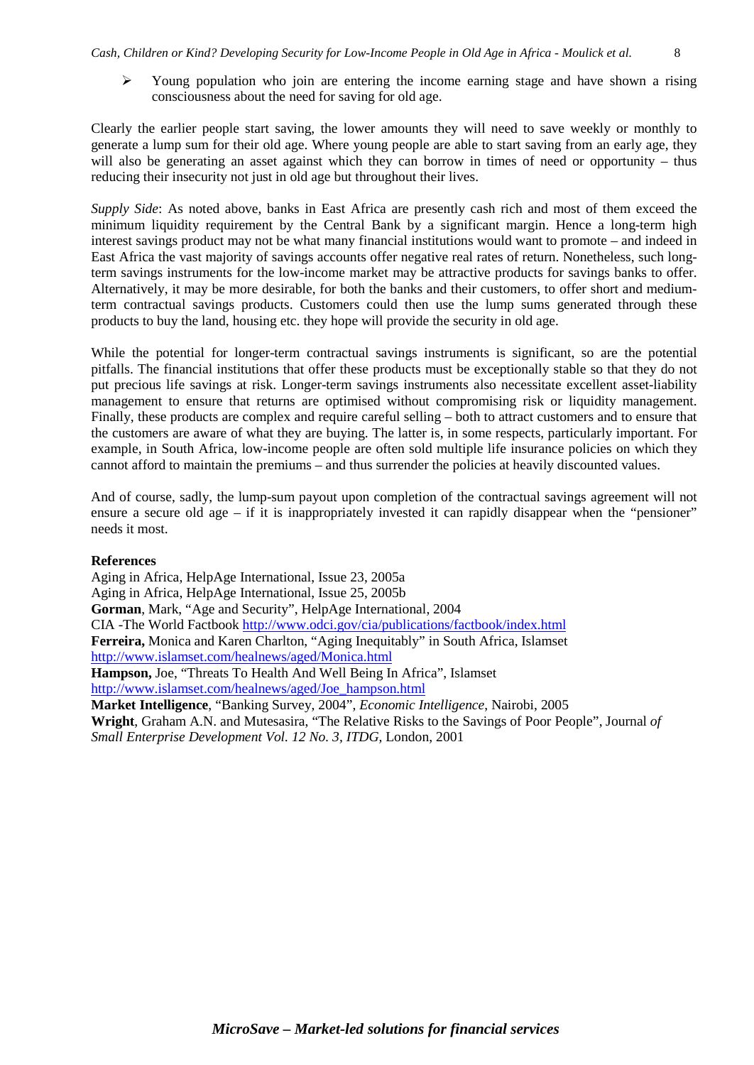- Young population who join are entering the income earning stage and have shown a rising consciousness about the need for saving for old age.

Clearly the earlier people start saving, the lower amounts they will need to save weekly or monthly to generate a lump sum for their old age. Where young people are able to start saving from an early age, they will also be generating an asset against which they can borrow in times of need or opportunity – thus reducing their insecurity not just in old age but throughout their lives.

*Supply Side*: As noted above, banks in East Africa are presently cash rich and most of them exceed the minimum liquidity requirement by the Central Bank by a significant margin. Hence a long-term high interest savings product may not be what many financial institutions would want to promote – and indeed in East Africa the vast majority of savings accounts offer negative real rates of return. Nonetheless, such long-term savings instruments for the low-income market may be attractive products for savings banks to offer. Alternatively, it may be more desirable, for both the banks and their customers, to offer short and medium-term contractual savings products. Customers could then use the lump sums generated through these products to buy the land, housing etc. they hope will provide the security in old age.

While the potential for longer-term contractual savings instruments is significant, so are the potential pitfalls. The financial institutions that offer these products must be exceptionally stable so that they do not put precious life savings at risk. Longer-term savings instruments also necessitate excellent asset-liability management to ensure that returns are optimised without compromising risk or liquidity management. Finally, these products are complex and require careful selling – both to attract customers and to ensure that the customers are aware of what they are buying. The latter is, in some respects, particularly important. For example, in South Africa, low-income people are often sold multiple life insurance policies on which they cannot afford to maintain the premiums – and thus surrender the policies at heavily discounted values.

And of course, sadly, the lump-sum payout upon completion of the contractual savings agreement will not ensure a secure old age – if it is inappropriately invested it can rapidly disappear when the "pensioner" needs it most.

**References**

Aging in Africa, HelpAge International, Issue 23, 2005a
Aging in Africa, HelpAge International, Issue 25, 2005b
**Gorman**, Mark, "Age and Security", HelpAge International, 2004
CIA -The World Factbook http://www.odci.gov/cia/publications/factbook/index.html
**Ferreira,** Monica and Karen Charlton, "Aging Inequitably" in South Africa, Islamset http://www.islamset.com/healnews/aged/Monica.html
**Hampson,** Joe, "Threats To Health And Well Being In Africa", Islamset http://www.islamset.com/healnews/aged/Joe_hampson.html
**Market Intelligence**, "Banking Survey, 2004", *Economic Intelligence*, Nairobi, 2005
**Wright**, Graham A.N. and Mutesasira, "The Relative Risks to the Savings of Poor People", Journal *of Small Enterprise Development Vol. 12 No. 3, ITDG*, London, 2001